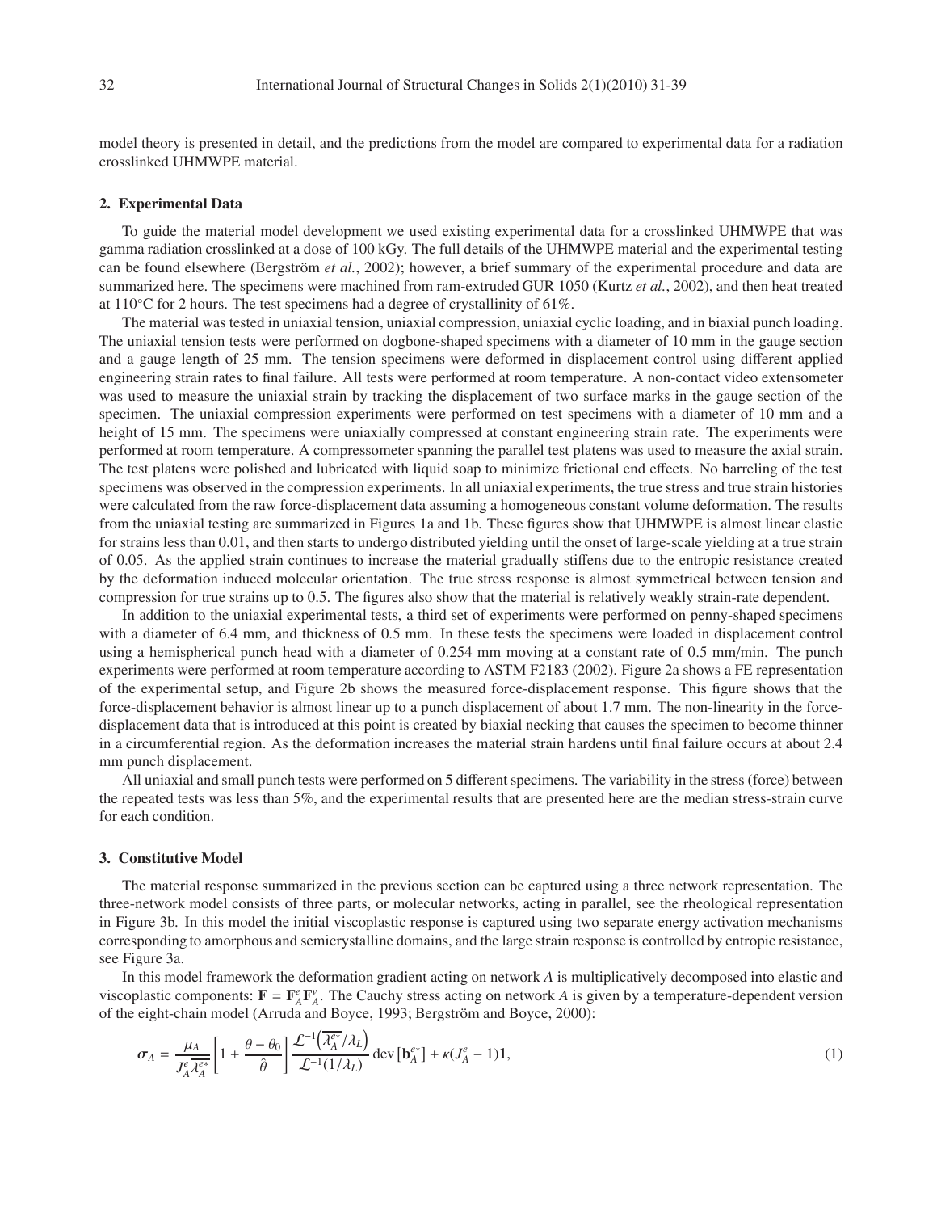model theory is presented in detail, and the predictions from the model are compared to experimental data for a radiation crosslinked UHMWPE material.

## 2. Experimental Data

To guide the material model development we used existing experimental data for a crosslinked UHMWPE that was gamma radiation crosslinked at a dose of 100 kGy. The full details of the UHMWPE material and the experimental testing can be found elsewhere (Bergström *et al.*, 2002); however, a brief summary of the experimental procedure and data are summarized here. The specimens were machined from ram-extruded GUR 1050 (Kurtz *et al.*, 2002), and then heat treated at 110°C for 2 hours. The test specimens had a degree of crystallinity of 61%.

The material was tested in uniaxial tension, uniaxial compression, uniaxial cyclic loading, and in biaxial punch loading. The uniaxial tension tests were performed on dogbone-shaped specimens with a diameter of 10 mm in the gauge section and a gauge length of 25 mm. The tension specimens were deformed in displacement control using different applied engineering strain rates to final failure. All tests were performed at room temperature. A non-contact video extensometer was used to measure the uniaxial strain by tracking the displacement of two surface marks in the gauge section of the specimen. The uniaxial compression experiments were performed on test specimens with a diameter of 10 mm and a height of 15 mm. The specimens were uniaxially compressed at constant engineering strain rate. The experiments were performed at room temperature. A compressometer spanning the parallel test platens was used to measure the axial strain. The test platens were polished and lubricated with liquid soap to minimize frictional end effects. No barreling of the test specimens was observed in the compression experiments. In all uniaxial experiments, the true stress and true strain histories were calculated from the raw force-displacement data assuming a homogeneous constant volume deformation. The results from the uniaxial testing are summarized in Figures 1a and 1b. These figures show that UHMWPE is almost linear elastic for strains less than 0.01, and then starts to undergo distributed yielding until the onset of large-scale yielding at a true strain of 0.05. As the applied strain continues to increase the material gradually stiffens due to the entropic resistance created by the deformation induced molecular orientation. The true stress response is almost symmetrical between tension and compression for true strains up to 0.5. The figures also show that the material is relatively weakly strain-rate dependent.

In addition to the uniaxial experimental tests, a third set of experiments were performed on penny-shaped specimens with a diameter of 6.4 mm, and thickness of 0.5 mm. In these tests the specimens were loaded in displacement control using a hemispherical punch head with a diameter of 0.254 mm moving at a constant rate of 0.5 mm/min. The punch experiments were performed at room temperature according to ASTM F2183 (2002). Figure 2a shows a FE representation of the experimental setup, and Figure 2b shows the measured force-displacement response. This figure shows that the force-displacement behavior is almost linear up to a punch displacement of about 1.7 mm. The non-linearity in the force-displacement data that is introduced at this point is created by biaxial necking that causes the specimen to become thinner in a circumferential region. As the deformation increases the material strain hardens until final failure occurs at about 2.4 mm punch displacement.

All uniaxial and small punch tests were performed on 5 different specimens. The variability in the stress (force) between the repeated tests was less than 5%, and the experimental results that are presented here are the median stress-strain curve for each condition.

## 3. Constitutive Model

The material response summarized in the previous section can be captured using a three network representation. The three-network model consists of three parts, or molecular networks, acting in parallel, see the rheological representation in Figure 3b. In this model the initial viscoplastic response is captured using two separate energy activation mechanisms corresponding to amorphous and semicrystalline domains, and the large strain response is controlled by entropic resistance, see Figure 3a.

In this model framework the deformation gradient acting on network *A* is multiplicatively decomposed into elastic and viscoplastic components: $\mathbf{F} = \mathbf{F}_A^e \mathbf{F}_A^v$. The Cauchy stress acting on network *A* is given by a temperature-dependent version of the eight-chain model (Arruda and Boyce, 1993; Bergström and Boyce, 2000):

$$\boldsymbol{\sigma}_A = \frac{\mu_A}{J_A^e \overline{\lambda_A^{e*}}} \left[ 1 + \frac{\theta - \theta_0}{\hat{\theta}} \right] \frac{\mathcal{L}^{-1}\left(\overline{\lambda_A^{e*}}/\lambda_L\right)}{\mathcal{L}^{-1}(1/\lambda_L)} \operatorname{dev}\left[\mathbf{b}_A^{e*}\right] + \kappa(J_A^e - 1)\mathbf{1}, \tag{1}$$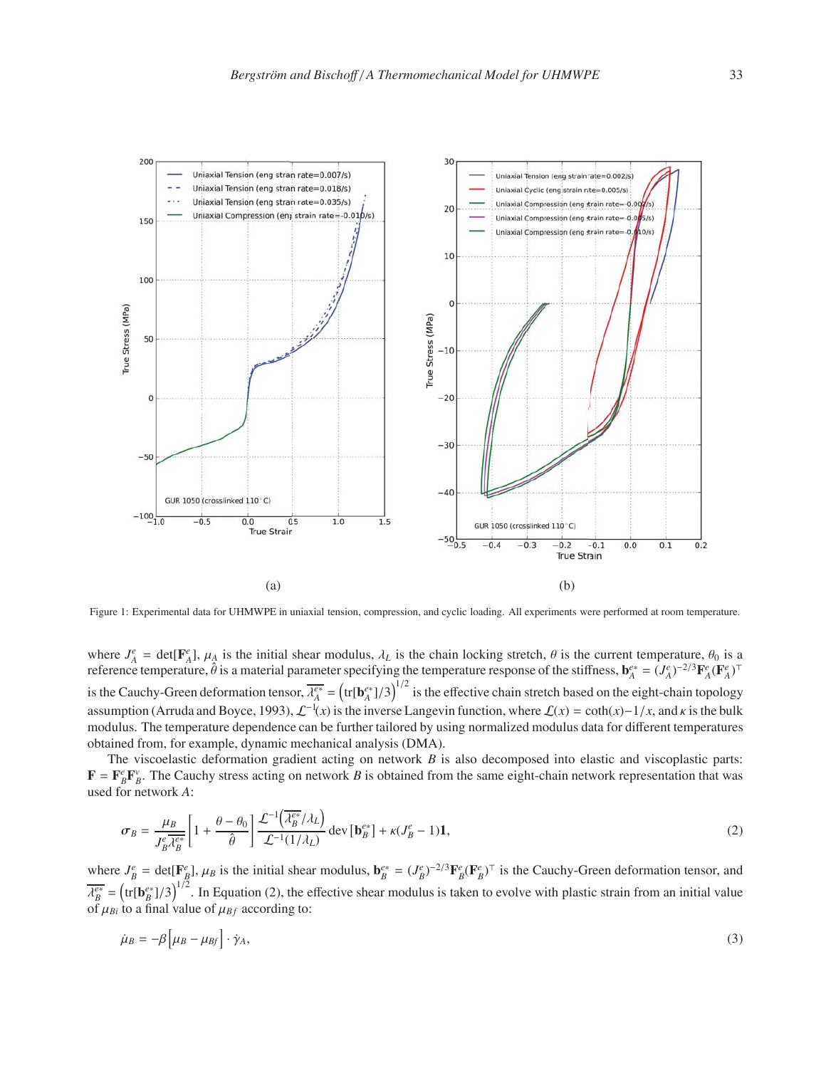(a)

(b)

Figure 1: Experimental data for UHMWPE in uniaxial tension, compression, and cyclic loading. All experiments were performed at room temperature.

where $J_A^e = \det[\mathbf{F}_A^e]$, $\mu_A$ is the initial shear modulus, $\lambda_L$ is the chain locking stretch, $\theta$ is the current temperature, $\theta_0$ is a reference temperature, $\hat{\theta}$ is a material parameter specifying the temperature response of the stiffness, $\mathbf{b}_A^{e*} = (J_A^e)^{-2/3}\mathbf{F}_A^e(\mathbf{F}_A^e)^\top$ is the Cauchy-Green deformation tensor, $\overline{\lambda_A^{e*}} = \left(\mathrm{tr}[\mathbf{b}_A^{e*}]/3\right)^{1/2}$ is the effective chain stretch based on the eight-chain topology assumption (Arruda and Boyce, 1993), $\mathcal{L}^{-1}(x)$ is the inverse Langevin function, where $\mathcal{L}(x) = \coth(x) - 1/x$, and $\kappa$ is the bulk modulus. The temperature dependence can be further tailored by using normalized modulus data for different temperatures obtained from, for example, dynamic mechanical analysis (DMA).

The viscoelastic deformation gradient acting on network $B$ is also decomposed into elastic and viscoplastic parts: $\mathbf{F} = \mathbf{F}_B^e\mathbf{F}_B^v$. The Cauchy stress acting on network $B$ is obtained from the same eight-chain network representation that was used for network $A$:

$$\boldsymbol{\sigma}_B = \frac{\mu_B}{J_B^e \overline{\lambda_B^{e*}}}\left[1 + \frac{\theta - \theta_0}{\hat{\theta}}\right] \frac{\mathcal{L}^{-1}\left(\overline{\lambda_B^{e*}}/\lambda_L\right)}{\mathcal{L}^{-1}(1/\lambda_L)} \,\mathrm{dev}\left[\mathbf{b}_B^{e*}\right] + \kappa(J_B^e - 1)\mathbf{1}, \tag{2}$$

where $J_B^e = \det[\mathbf{F}_B^e]$, $\mu_B$ is the initial shear modulus, $\mathbf{b}_B^{e*} = (J_B^e)^{-2/3}\mathbf{F}_B^e(\mathbf{F}_B^e)^\top$ is the Cauchy-Green deformation tensor, and $\overline{\lambda_B^{e*}} = \left(\mathrm{tr}[\mathbf{b}_B^{e*}]/3\right)^{1/2}$. In Equation (2), the effective shear modulus is taken to evolve with plastic strain from an initial value of $\mu_{Bi}$ to a final value of $\mu_{Bf}$ according to:

$$\dot{\mu}_B = -\beta\left[\mu_B - \mu_{Bf}\right] \cdot \dot{\gamma}_A, \tag{3}$$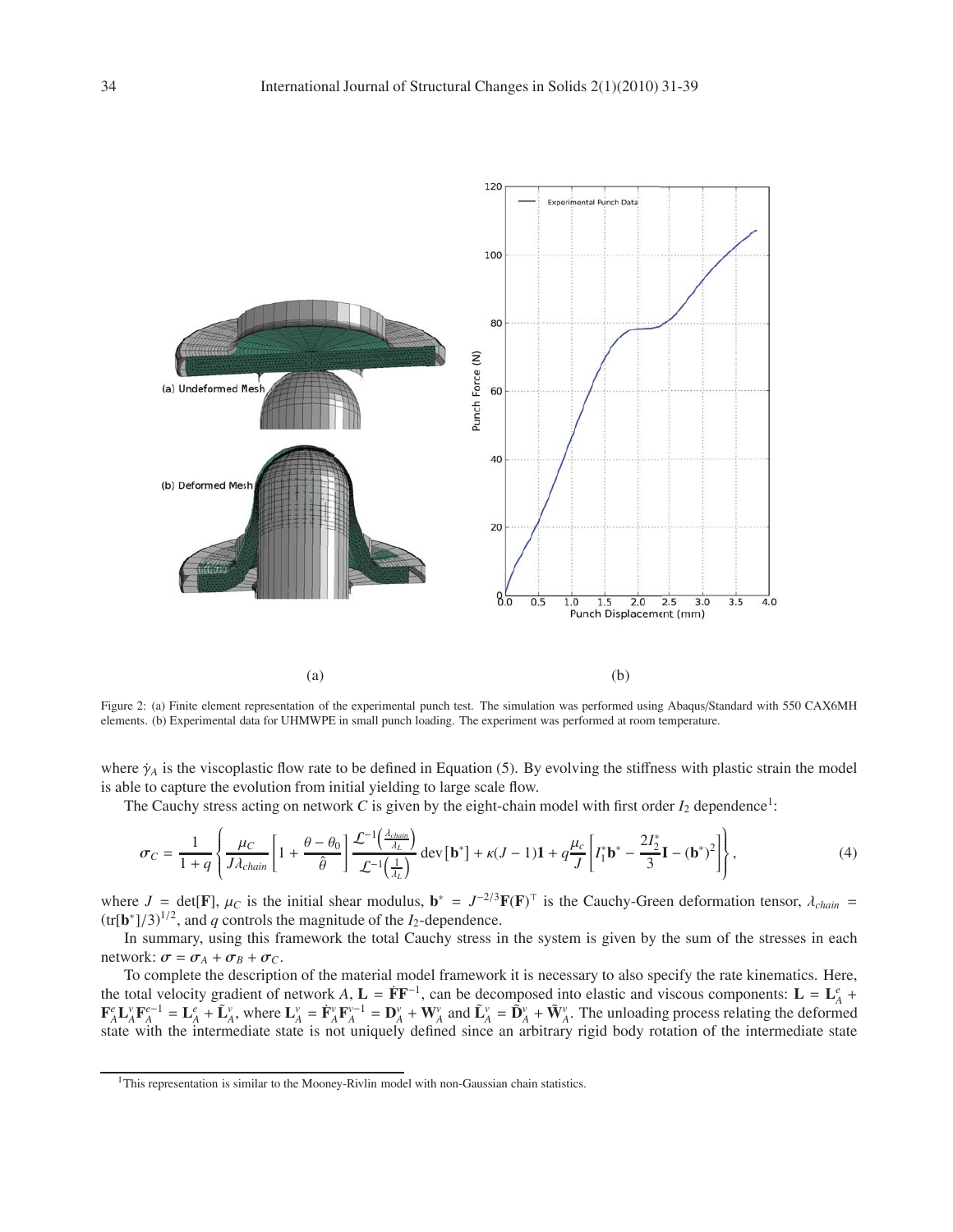(a)

(b)

Figure 2: (a) Finite element representation of the experimental punch test. The simulation was performed using Abaqus/Standard with 550 CAX6MH elements. (b) Experimental data for UHMWPE in small punch loading. The experiment was performed at room temperature.

where $\dot{\gamma}_A$ is the viscoplastic flow rate to be defined in Equation (5). By evolving the stiffness with plastic strain the model is able to capture the evolution from initial yielding to large scale flow.

The Cauchy stress acting on network $C$ is given by the eight-chain model with first order $I_2$ dependence[1]:

$$\boldsymbol{\sigma}_C = \frac{1}{1+q}\left\{\frac{\mu_C}{J\lambda_{chain}}\left[1+\frac{\theta-\theta_0}{\hat{\theta}}\right]\frac{\mathcal{L}^{-1}\left(\frac{\lambda_{chain}}{\lambda_L}\right)}{\mathcal{L}^{-1}\left(\frac{1}{\lambda_L}\right)}\operatorname{dev}\left[\mathbf{b}^*\right]+\kappa(J-1)\mathbf{1}+q\frac{\mu_c}{J}\left[I_1^*\mathbf{b}^*-\frac{2I_2^*}{3}\mathbf{I}-(\mathbf{b}^*)^2\right]\right\}, \tag{4}$$

where $J = \det[\mathbf{F}]$, $\mu_C$ is the initial shear modulus, $\mathbf{b}^* = J^{-2/3}\mathbf{F}(\mathbf{F})^\top$ is the Cauchy-Green deformation tensor, $\lambda_{chain} = (\operatorname{tr}[\mathbf{b}^*]/3)^{1/2}$, and $q$ controls the magnitude of the $I_2$-dependence.

In summary, using this framework the total Cauchy stress in the system is given by the sum of the stresses in each network: $\boldsymbol{\sigma} = \boldsymbol{\sigma}_A + \boldsymbol{\sigma}_B + \boldsymbol{\sigma}_C$.

To complete the description of the material model framework it is necessary to also specify the rate kinematics. Here, the total velocity gradient of network $A$, $\mathbf{L} = \dot{\mathbf{F}}\mathbf{F}^{-1}$, can be decomposed into elastic and viscous components: $\mathbf{L} = \mathbf{L}_A^e + \mathbf{F}_A^e\mathbf{L}_A^v\mathbf{F}_A^{e-1} = \mathbf{L}_A^e + \tilde{\mathbf{L}}_A^v$, where $\mathbf{L}_A^v = \dot{\mathbf{F}}_A^v\mathbf{F}_A^{v-1} = \mathbf{D}_A^v + \mathbf{W}_A^v$ and $\tilde{\mathbf{L}}_A^v = \tilde{\mathbf{D}}_A^v + \tilde{\mathbf{W}}_A^v$. The unloading process relating the deformed state with the intermediate state is not uniquely defined since an arbitrary rigid body rotation of the intermediate state

[1] This representation is similar to the Mooney-Rivlin model with non-Gaussian chain statistics.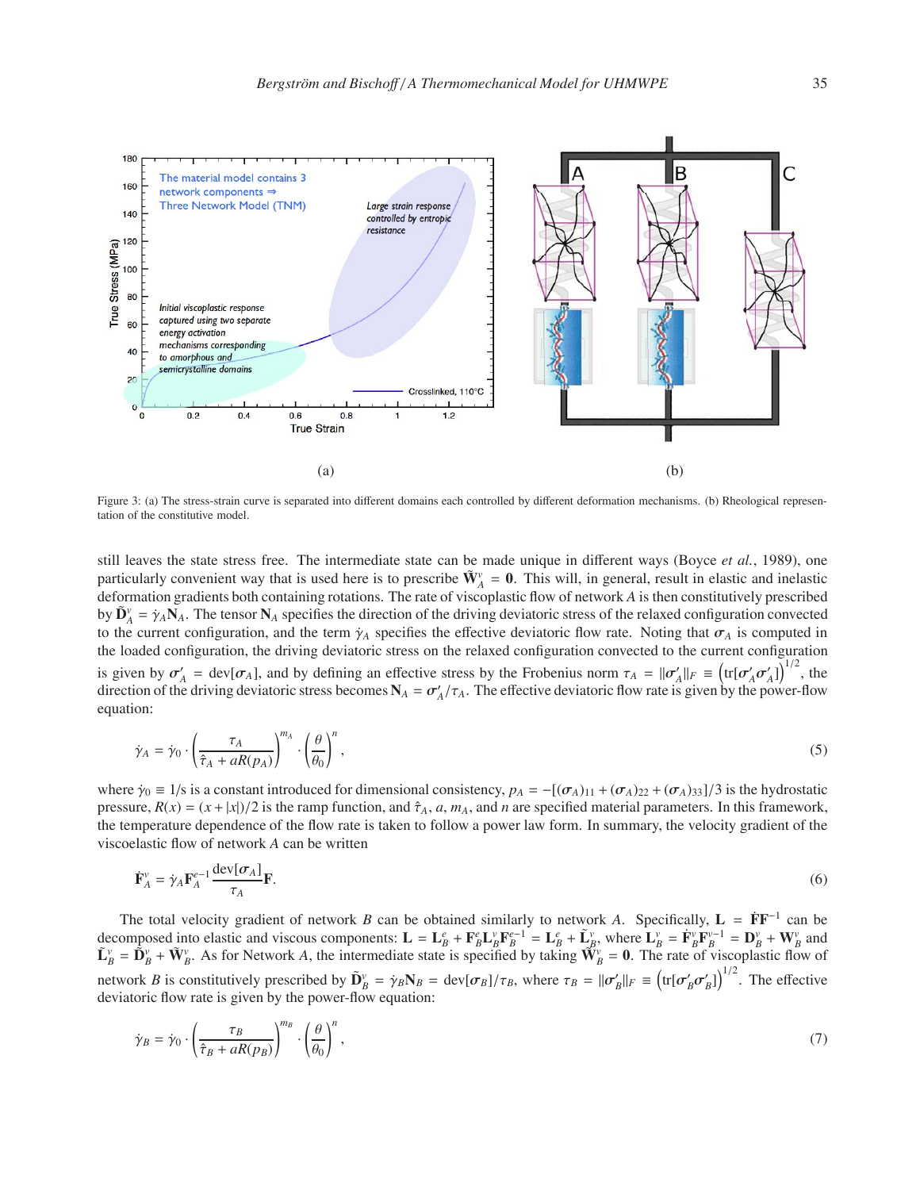(a)

(b)

Figure 3: (a) The stress-strain curve is separated into different domains each controlled by different deformation mechanisms. (b) Rheological representation of the constitutive model.

still leaves the state stress free. The intermediate state can be made unique in different ways (Boyce *et al.*, 1989), one particularly convenient way that is used here is to prescribe $\tilde{\mathbf{W}}_A^v = \mathbf{0}$. This will, in general, result in elastic and inelastic deformation gradients both containing rotations. The rate of viscoplastic flow of network $A$ is then constitutively prescribed by $\tilde{\mathbf{D}}_A^v = \dot{\gamma}_A \mathbf{N}_A$. The tensor $\mathbf{N}_A$ specifies the direction of the driving deviatoric stress of the relaxed configuration convected to the current configuration, and the term $\dot{\gamma}_A$ specifies the effective deviatoric flow rate. Noting that $\boldsymbol{\sigma}_A$ is computed in the loaded configuration, the driving deviatoric stress on the relaxed configuration convected to the current configuration is given by $\boldsymbol{\sigma}'_A = \text{dev}[\boldsymbol{\sigma}_A]$, and by defining an effective stress by the Frobenius norm $\tau_A = \|\boldsymbol{\sigma}'_A\|_F \equiv \left(\text{tr}[\boldsymbol{\sigma}'_A \boldsymbol{\sigma}'_A]\right)^{1/2}$, the direction of the driving deviatoric stress becomes $\mathbf{N}_A = \boldsymbol{\sigma}'_A / \tau_A$. The effective deviatoric flow rate is given by the power-flow equation:

$$\dot{\gamma}_A = \dot{\gamma}_0 \cdot \left( \frac{\tau_A}{\hat{\tau}_A + aR(p_A)} \right)^{m_A} \cdot \left( \frac{\theta}{\theta_0} \right)^n, \tag{5}$$

where $\dot{\gamma}_0 \equiv 1/\text{s}$ is a constant introduced for dimensional consistency, $p_A = -[(\boldsymbol{\sigma}_A)_{11} + (\boldsymbol{\sigma}_A)_{22} + (\boldsymbol{\sigma}_A)_{33}]/3$ is the hydrostatic pressure, $R(x) = (x + |x|)/2$ is the ramp function, and $\hat{\tau}_A$, $a$, $m_A$, and $n$ are specified material parameters. In this framework, the temperature dependence of the flow rate is taken to follow a power law form. In summary, the velocity gradient of the viscoelastic flow of network $A$ can be written

$$\dot{\mathbf{F}}_A^v = \dot{\gamma}_A \mathbf{F}_A^{e-1} \frac{\text{dev}[\boldsymbol{\sigma}_A]}{\tau_A} \mathbf{F}. \tag{6}$$

The total velocity gradient of network $B$ can be obtained similarly to network $A$. Specifically, $\mathbf{L} = \dot{\mathbf{F}}\mathbf{F}^{-1}$ can be decomposed into elastic and viscous components: $\mathbf{L} = \mathbf{L}_B^e + \mathbf{F}_B^e \mathbf{L}_B^v \mathbf{F}_B^{e-1} = \mathbf{L}_B^e + \tilde{\mathbf{L}}_B^v$, where $\mathbf{L}_B^v = \dot{\mathbf{F}}_B^v \mathbf{F}_B^{v-1} = \mathbf{D}_B^v + \mathbf{W}_B^v$ and $\tilde{\mathbf{L}}_B^v = \tilde{\mathbf{D}}_B^v + \tilde{\mathbf{W}}_B^v$. As for Network $A$, the intermediate state is specified by taking $\tilde{\mathbf{W}}_B^v = \mathbf{0}$. The rate of viscoplastic flow of network $B$ is constitutively prescribed by $\tilde{\mathbf{D}}_B^v = \dot{\gamma}_B \mathbf{N}_B = \text{dev}[\boldsymbol{\sigma}_B]/\tau_B$, where $\tau_B = \|\boldsymbol{\sigma}'_B\|_F \equiv \left(\text{tr}[\boldsymbol{\sigma}'_B \boldsymbol{\sigma}'_B]\right)^{1/2}$. The effective deviatoric flow rate is given by the power-flow equation:

$$\dot{\gamma}_B = \dot{\gamma}_0 \cdot \left( \frac{\tau_B}{\hat{\tau}_B + aR(p_B)} \right)^{m_B} \cdot \left( \frac{\theta}{\theta_0} \right)^n, \tag{7}$$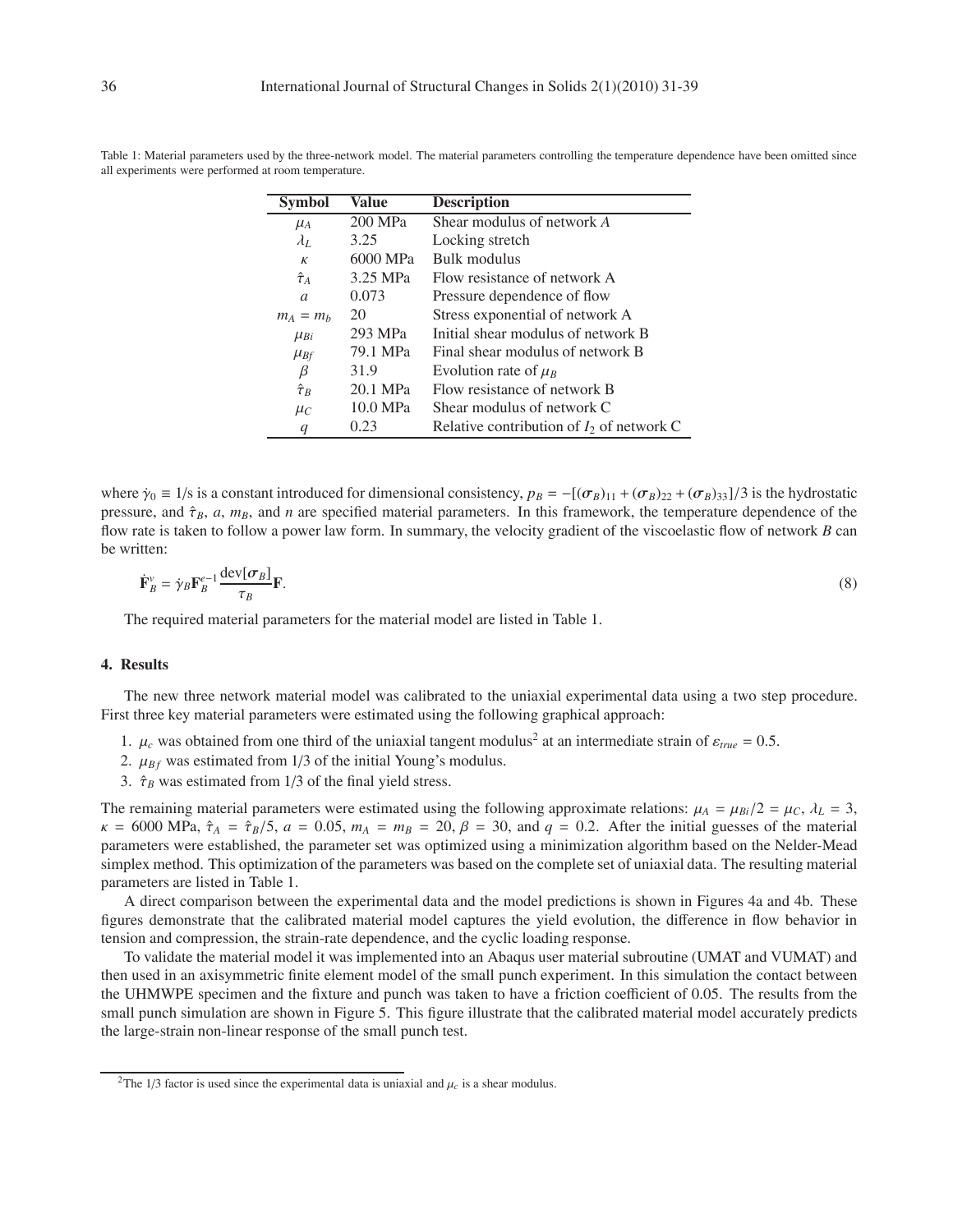Table 1: Material parameters used by the three-network model. The material parameters controlling the temperature dependence have been omitted since all experiments were performed at room temperature.

| Symbol | Value | Description |
|---|---|---|
| $\mu_A$ | 200 MPa | Shear modulus of network *A* |
| $\lambda_L$ | 3.25 | Locking stretch |
| $\kappa$ | 6000 MPa | Bulk modulus |
| $\hat{\tau}_A$ | 3.25 MPa | Flow resistance of network A |
| $a$ | 0.073 | Pressure dependence of flow |
| $m_A = m_b$ | 20 | Stress exponential of network A |
| $\mu_{Bi}$ | 293 MPa | Initial shear modulus of network B |
| $\mu_{Bf}$ | 79.1 MPa | Final shear modulus of network B |
| $\beta$ | 31.9 | Evolution rate of $\mu_B$ |
| $\hat{\tau}_B$ | 20.1 MPa | Flow resistance of network B |
| $\mu_C$ | 10.0 MPa | Shear modulus of network C |
| $q$ | 0.23 | Relative contribution of $I_2$ of network C |

where $\dot{\gamma}_0 \equiv 1/\text{s}$ is a constant introduced for dimensional consistency, $p_B = -[(\boldsymbol{\sigma}_B)_{11} + (\boldsymbol{\sigma}_B)_{22} + (\boldsymbol{\sigma}_B)_{33}]/3$ is the hydrostatic pressure, and $\hat{\tau}_B$, $a$, $m_B$, and $n$ are specified material parameters. In this framework, the temperature dependence of the flow rate is taken to follow a power law form. In summary, the velocity gradient of the viscoelastic flow of network $B$ can be written:

$$\dot{\mathbf{F}}_B^v = \dot{\gamma}_B \mathbf{F}_B^{e-1} \frac{\text{dev}[\boldsymbol{\sigma}_B]}{\tau_B} \mathbf{F}. \tag{8}$$

The required material parameters for the material model are listed in Table 1.

### 4. Results

The new three network material model was calibrated to the uniaxial experimental data using a two step procedure. First three key material parameters were estimated using the following graphical approach:

1. $\mu_c$ was obtained from one third of the uniaxial tangent modulus[2] at an intermediate strain of $\varepsilon_{true} = 0.5$.
2. $\mu_{Bf}$ was estimated from 1/3 of the initial Young's modulus.
3. $\hat{\tau}_B$ was estimated from 1/3 of the final yield stress.

The remaining material parameters were estimated using the following approximate relations: $\mu_A = \mu_{Bi}/2 = \mu_C$, $\lambda_L = 3$, $\kappa = 6000$ MPa, $\hat{\tau}_A = \hat{\tau}_B/5$, $a = 0.05$, $m_A = m_B = 20$, $\beta = 30$, and $q = 0.2$. After the initial guesses of the material parameters were established, the parameter set was optimized using a minimization algorithm based on the Nelder-Mead simplex method. This optimization of the parameters was based on the complete set of uniaxial data. The resulting material parameters are listed in Table 1.

A direct comparison between the experimental data and the model predictions is shown in Figures 4a and 4b. These figures demonstrate that the calibrated material model captures the yield evolution, the difference in flow behavior in tension and compression, the strain-rate dependence, and the cyclic loading response.

To validate the material model it was implemented into an Abaqus user material subroutine (UMAT and VUMAT) and then used in an axisymmetric finite element model of the small punch experiment. In this simulation the contact between the UHMWPE specimen and the fixture and punch was taken to have a friction coefficient of 0.05. The results from the small punch simulation are shown in Figure 5. This figure illustrate that the calibrated material model accurately predicts the large-strain non-linear response of the small punch test.

---

[2] The 1/3 factor is used since the experimental data is uniaxial and $\mu_c$ is a shear modulus.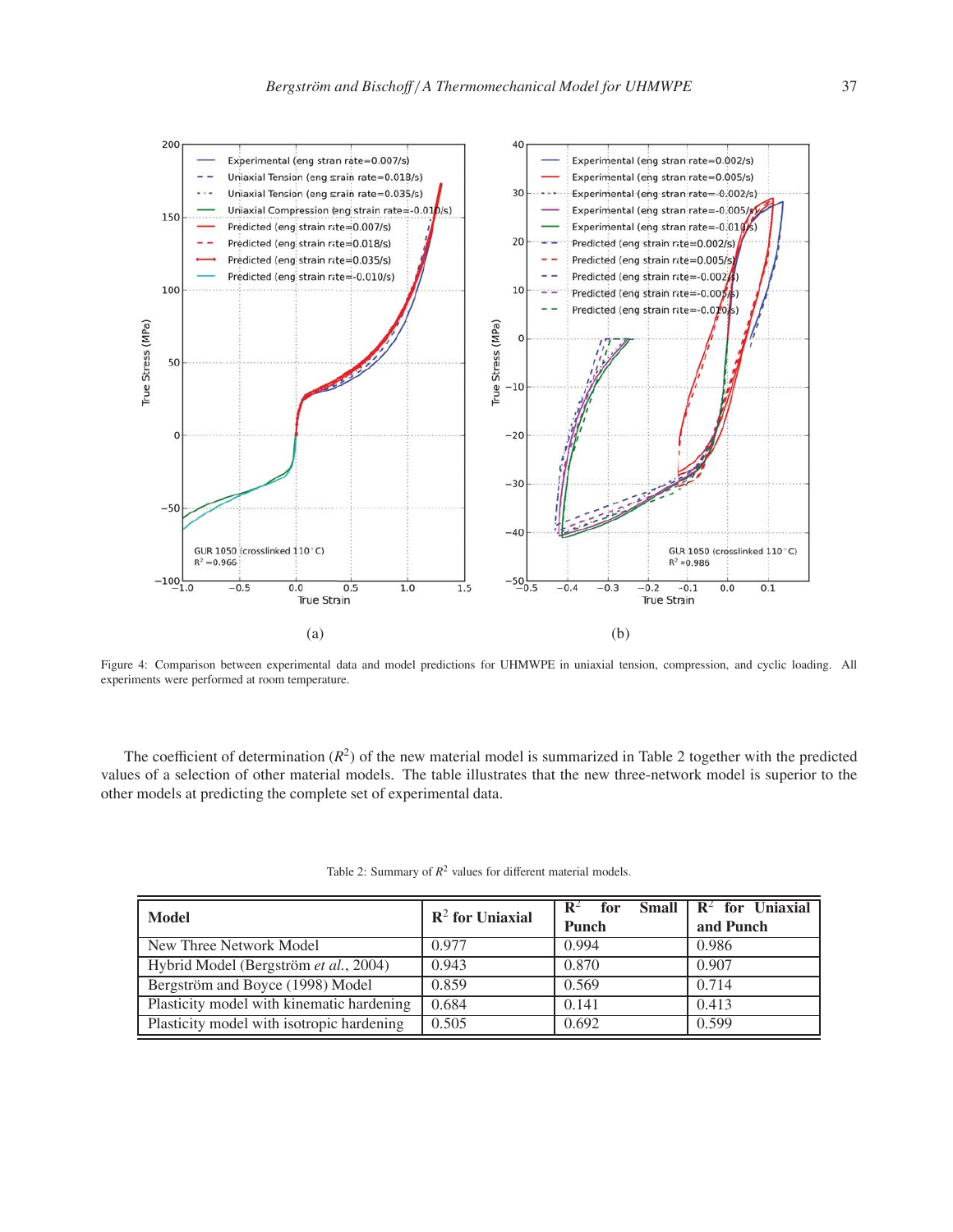(a)

(b)

Figure 4: Comparison between experimental data and model predictions for UHMWPE in uniaxial tension, compression, and cyclic loading. All experiments were performed at room temperature.

The coefficient of determination ($R^2$) of the new material model is summarized in Table 2 together with the predicted values of a selection of other material models. The table illustrates that the new three-network model is superior to the other models at predicting the complete set of experimental data.

Table 2: Summary of $R^2$ values for different material models.

| Model | $R^2$ for Uniaxial | $R^2$ for Small Punch | $R^2$ for Uniaxial and Punch |
|---|---|---|---|
| New Three Network Model | 0.977 | 0.994 | 0.986 |
| Hybrid Model (Bergström *et al.*, 2004) | 0.943 | 0.870 | 0.907 |
| Bergström and Boyce (1998) Model | 0.859 | 0.569 | 0.714 |
| Plasticity model with kinematic hardening | 0.684 | 0.141 | 0.413 |
| Plasticity model with isotropic hardening | 0.505 | 0.692 | 0.599 |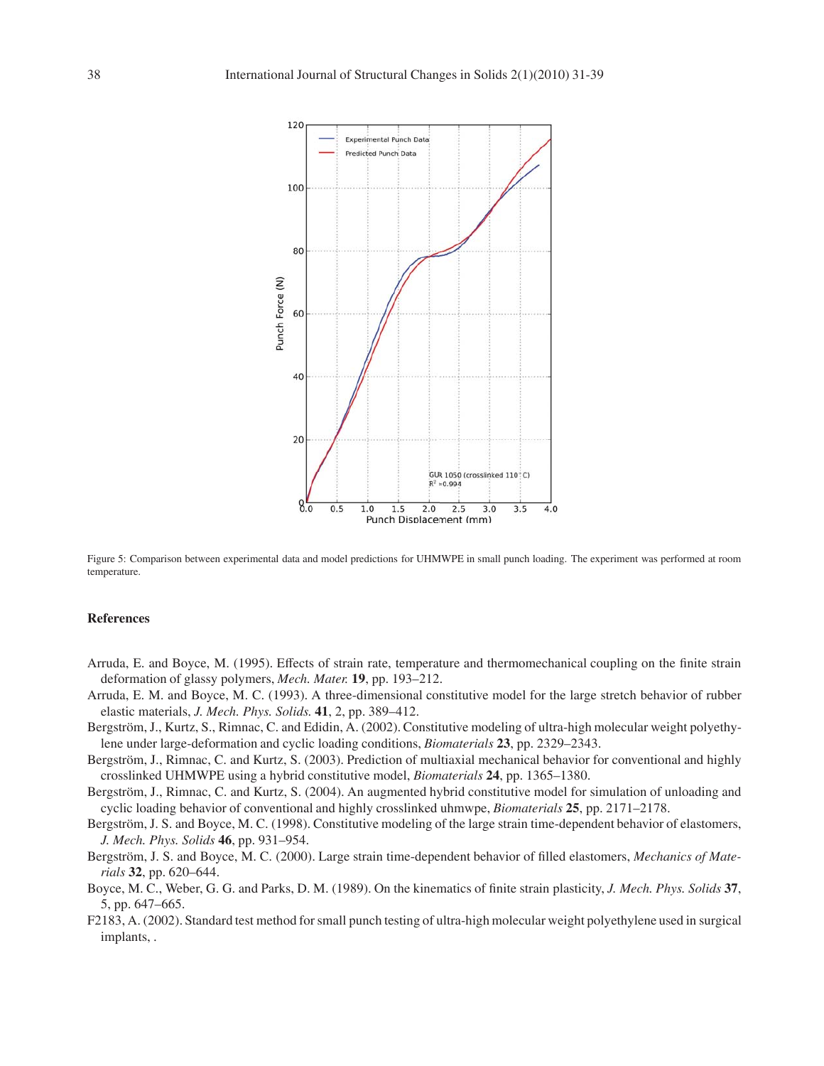Figure 5: Comparison between experimental data and model predictions for UHMWPE in small punch loading. The experiment was performed at room temperature.

## References

Arruda, E. and Boyce, M. (1995). Effects of strain rate, temperature and thermomechanical coupling on the finite strain deformation of glassy polymers, *Mech. Mater.* **19**, pp. 193–212.

Arruda, E. M. and Boyce, M. C. (1993). A three-dimensional constitutive model for the large stretch behavior of rubber elastic materials, *J. Mech. Phys. Solids.* **41**, 2, pp. 389–412.

Bergström, J., Kurtz, S., Rimnac, C. and Edidin, A. (2002). Constitutive modeling of ultra-high molecular weight polyethylene under large-deformation and cyclic loading conditions, *Biomaterials* **23**, pp. 2329–2343.

Bergström, J., Rimnac, C. and Kurtz, S. (2003). Prediction of multiaxial mechanical behavior for conventional and highly crosslinked UHMWPE using a hybrid constitutive model, *Biomaterials* **24**, pp. 1365–1380.

Bergström, J., Rimnac, C. and Kurtz, S. (2004). An augmented hybrid constitutive model for simulation of unloading and cyclic loading behavior of conventional and highly crosslinked uhmwpe, *Biomaterials* **25**, pp. 2171–2178.

Bergström, J. S. and Boyce, M. C. (1998). Constitutive modeling of the large strain time-dependent behavior of elastomers, *J. Mech. Phys. Solids* **46**, pp. 931–954.

Bergström, J. S. and Boyce, M. C. (2000). Large strain time-dependent behavior of filled elastomers, *Mechanics of Materials* **32**, pp. 620–644.

Boyce, M. C., Weber, G. G. and Parks, D. M. (1989). On the kinematics of finite strain plasticity, *J. Mech. Phys. Solids* **37**, 5, pp. 647–665.

F2183, A. (2002). Standard test method for small punch testing of ultra-high molecular weight polyethylene used in surgical implants, .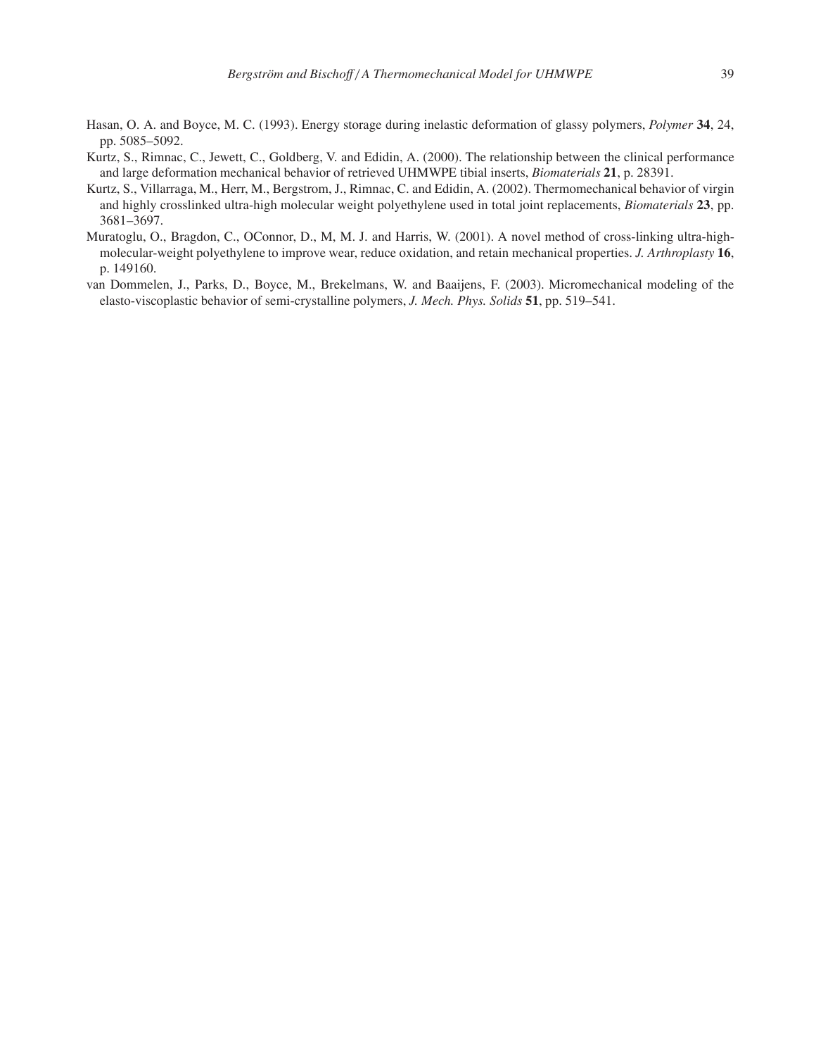Hasan, O. A. and Boyce, M. C. (1993). Energy storage during inelastic deformation of glassy polymers, *Polymer* **34**, 24, pp. 5085–5092.

Kurtz, S., Rimnac, C., Jewett, C., Goldberg, V. and Edidin, A. (2000). The relationship between the clinical performance and large deformation mechanical behavior of retrieved UHMWPE tibial inserts, *Biomaterials* **21**, p. 28391.

Kurtz, S., Villarraga, M., Herr, M., Bergstrom, J., Rimnac, C. and Edidin, A. (2002). Thermomechanical behavior of virgin and highly crosslinked ultra-high molecular weight polyethylene used in total joint replacements, *Biomaterials* **23**, pp. 3681–3697.

Muratoglu, O., Bragdon, C., OConnor, D., M, M. J. and Harris, W. (2001). A novel method of cross-linking ultra-high-molecular-weight polyethylene to improve wear, reduce oxidation, and retain mechanical properties. *J. Arthroplasty* **16**, p. 149160.

van Dommelen, J., Parks, D., Boyce, M., Brekelmans, W. and Baaijens, F. (2003). Micromechanical modeling of the elasto-viscoplastic behavior of semi-crystalline polymers, *J. Mech. Phys. Solids* **51**, pp. 519–541.